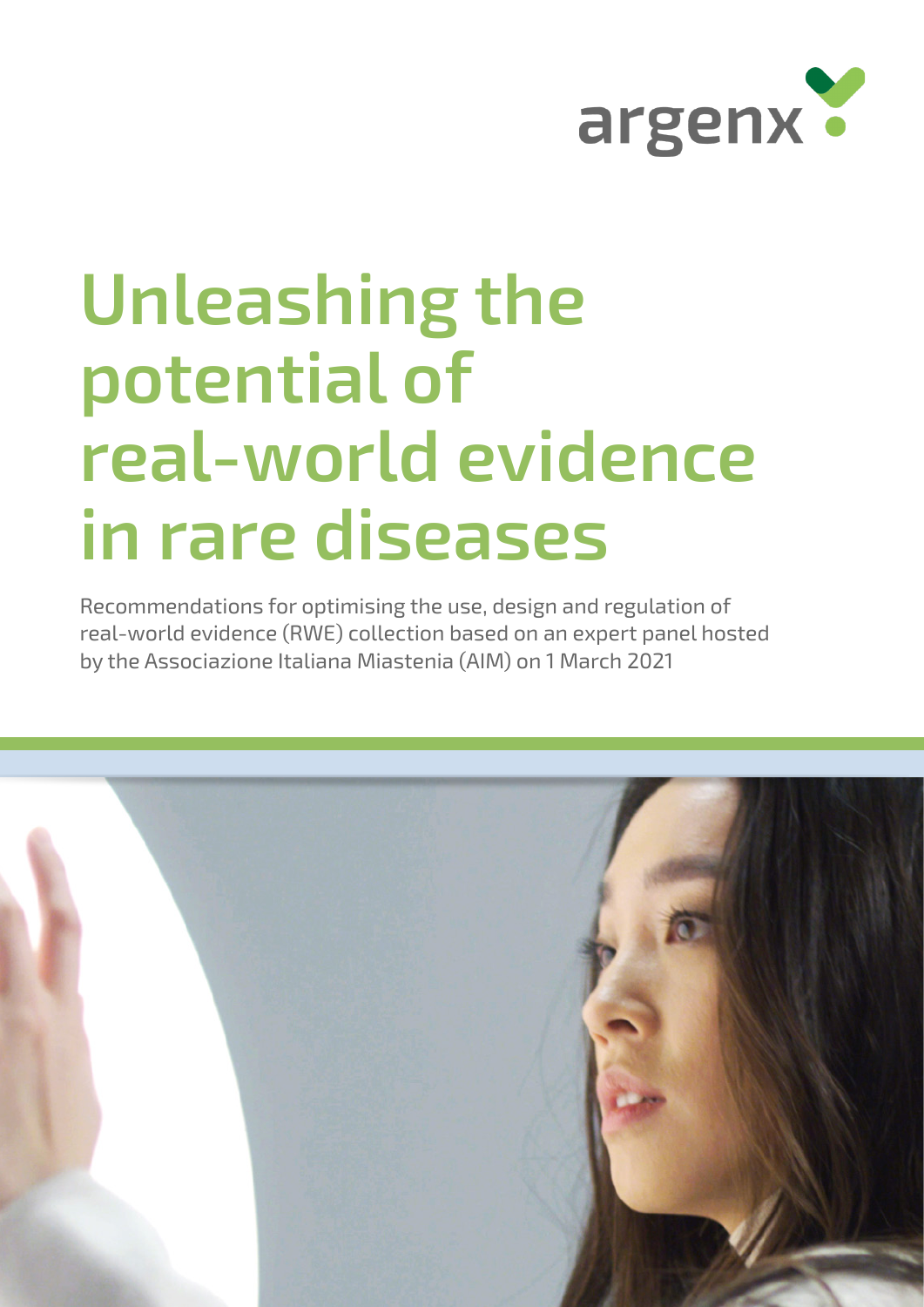argenx

# Unleashing the potential of real-world evidence in rare diseases

Recommendations for optimising the use, design and regulation of real-world evidence (RWE) collection based on an expert panel hosted by the Associazione Italiana Miastenia (AIM) on 1 March 2021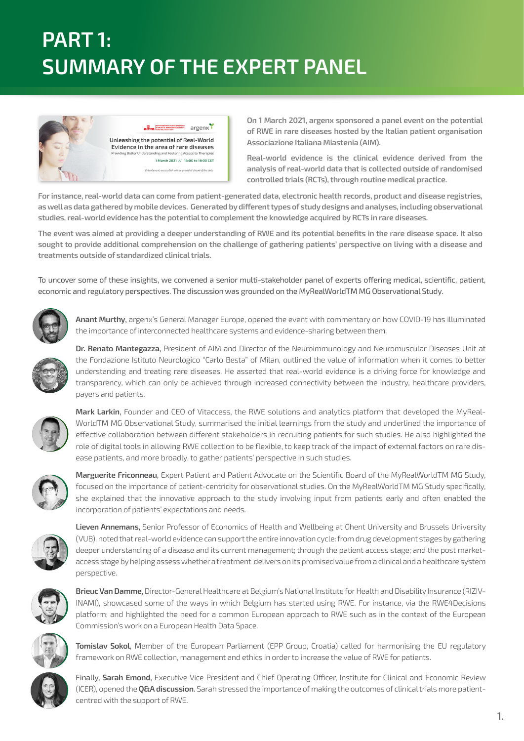# PART 1: SUMMARY OF THE EXPERT PANEL

**On 1 March 2021, argenx sponsored a panel event on the potential of RWE in rare diseases hosted by the Italian patient organisation Associazione Italiana Miastenia (AIM).**

**Real-world evidence is the clinical evidence derived from the analysis of real-world data that is collected outside of randomised controlled trials (RCTs), through routine medical practice.**

**For instance, real-world data can come from patient-generated data, electronic health records, product and disease registries, as well as data gathered by mobile devices. Generated by different types of study designs and analyses, including observational studies, real-world evidence has the potential to complement the knowledge acquired by RCTs in rare diseases.**

**The event was aimed at providing a deeper understanding of RWE and its potential benefits in the rare disease space. It also sought to provide additional comprehension on the challenge of gathering patients' perspective on living with a disease and treatments outside of standardized clinical trials.**

To uncover some of these insights, we convened a senior multi-stakeholder panel of experts offering medical, scientific, patient, economic and regulatory perspectives. The discussion was grounded on the MyRealWorldTM MG Observational Study.

**Anant Murthy**, argenx's General Manager Europe, opened the event with commentary on how COVID-19 has illuminated the importance of interconnected healthcare systems and evidence-sharing between them.

**Dr. Renato Mantegazza**, President of AIM and Director of the Neuroimmunology and Neuromuscular Diseases Unit at the Fondazione Istituto Neurologico "Carlo Besta" of Milan, outlined the value of information when it comes to better understanding and treating rare diseases. He asserted that real-world evidence is a driving force for knowledge and transparency, which can only be achieved through increased connectivity between the industry, healthcare providers, payers and patients.

**Mark Larkin**, Founder and CEO of Vitaccess, the RWE solutions and analytics platform that developed the MyRealWorldTM MG Observational Study, summarised the initial learnings from the study and underlined the importance of effective collaboration between different stakeholders in recruiting patients for such studies. He also highlighted the role of digital tools in allowing RWE collection to be flexible, to keep track of the impact of external factors on rare disease patients, and more broadly, to gather patients' perspective in such studies.

**Marguerite Friconneau**, Expert Patient and Patient Advocate on the Scientific Board of the MyRealWorldTM MG Study, focused on the importance of patient-centricity for observational studies. On the MyRealWorldTM MG Study specifically, she explained that the innovative approach to the study involving input from patients early and often enabled the incorporation of patients' expectations and needs.

**Lieven Annemans**, Senior Professor of Economics of Health and Wellbeing at Ghent University and Brussels University (VUB), noted that real-world evidence can support the entire innovation cycle: from drug development stages by gathering deeper understanding of a disease and its current management; through the patient access stage; and the post market-access stage by helping assess whether a treatment delivers on its promised value from a clinical and a healthcare system perspective.

**Brieuc Van Damme**, Director-General Healthcare at Belgium's National Institute for Health and Disability Insurance (RIZIV-INAMI), showcased some of the ways in which Belgium has started using RWE. For instance, via the RWE4Decisions platform; and highlighted the need for a common European approach to RWE such as in the context of the European Commission's work on a European Health Data Space.

**Tomislav Sokol**, Member of the European Parliament (EPP Group, Croatia) called for harmonising the EU regulatory framework on RWE collection, management and ethics in order to increase the value of RWE for patients.

Finally, **Sarah Emond**, Executive Vice President and Chief Operating Officer, Institute for Clinical and Economic Review (ICER), opened the **Q&A discussion**. Sarah stressed the importance of making the outcomes of clinical trials more patient-centred with the support of RWE.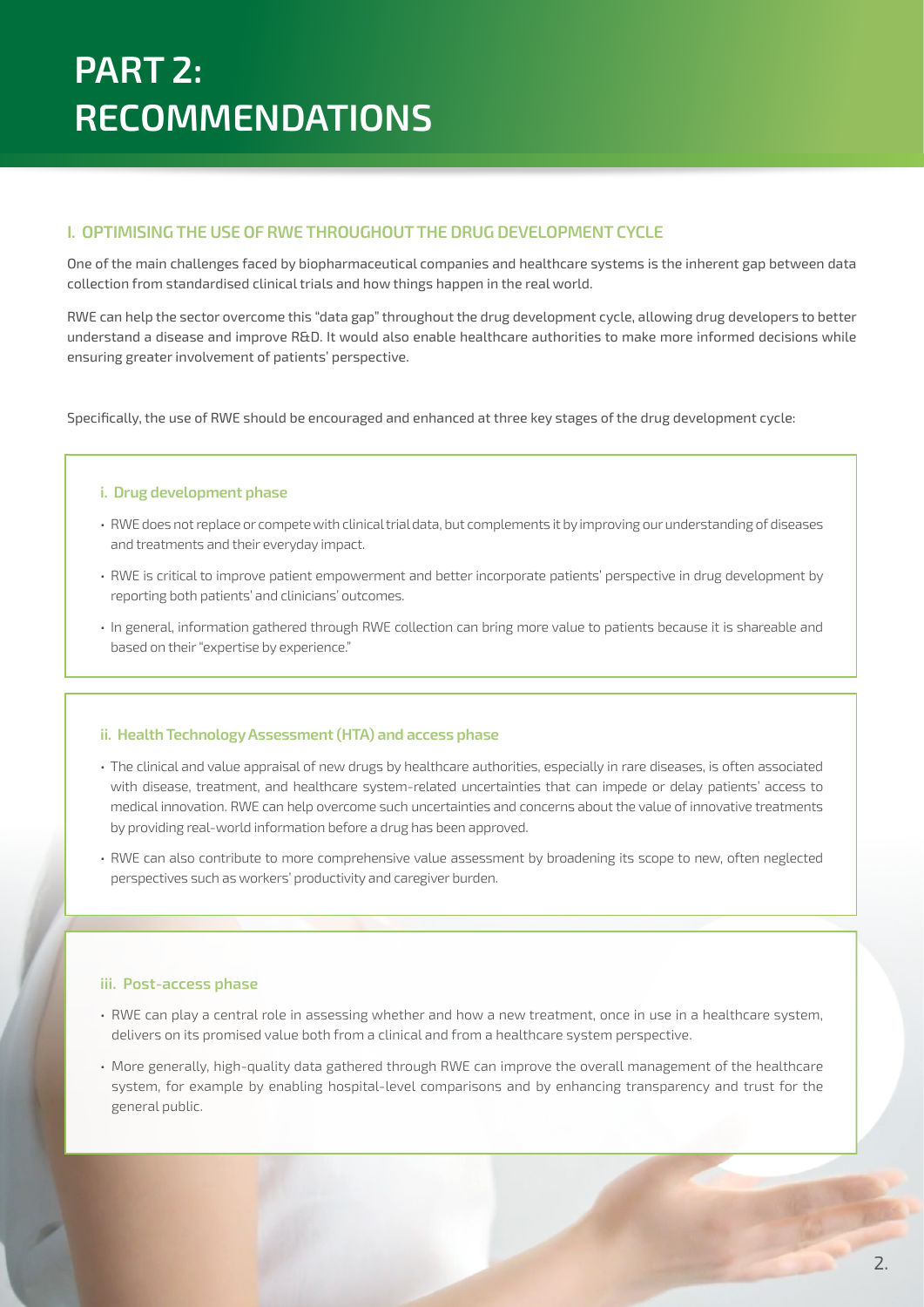# PART 2: RECOMMENDATIONS

## I. OPTIMISING THE USE OF RWE THROUGHOUT THE DRUG DEVELOPMENT CYCLE

One of the main challenges faced by biopharmaceutical companies and healthcare systems is the inherent gap between data collection from standardised clinical trials and how things happen in the real world.

RWE can help the sector overcome this "data gap" throughout the drug development cycle, allowing drug developers to better understand a disease and improve R&D. It would also enable healthcare authorities to make more informed decisions while ensuring greater involvement of patients' perspective.

Specifically, the use of RWE should be encouraged and enhanced at three key stages of the drug development cycle:

### i. Drug development phase

- RWE does not replace or compete with clinical trial data, but complements it by improving our understanding of diseases and treatments and their everyday impact.
- RWE is critical to improve patient empowerment and better incorporate patients' perspective in drug development by reporting both patients' and clinicians' outcomes.
- In general, information gathered through RWE collection can bring more value to patients because it is shareable and based on their "expertise by experience."

### ii. Health Technology Assessment (HTA) and access phase

- The clinical and value appraisal of new drugs by healthcare authorities, especially in rare diseases, is often associated with disease, treatment, and healthcare system-related uncertainties that can impede or delay patients' access to medical innovation. RWE can help overcome such uncertainties and concerns about the value of innovative treatments by providing real-world information before a drug has been approved.
- RWE can also contribute to more comprehensive value assessment by broadening its scope to new, often neglected perspectives such as workers' productivity and caregiver burden.

### iii. Post-access phase

- RWE can play a central role in assessing whether and how a new treatment, once in use in a healthcare system, delivers on its promised value both from a clinical and from a healthcare system perspective.
- More generally, high-quality data gathered through RWE can improve the overall management of the healthcare system, for example by enabling hospital-level comparisons and by enhancing transparency and trust for the general public.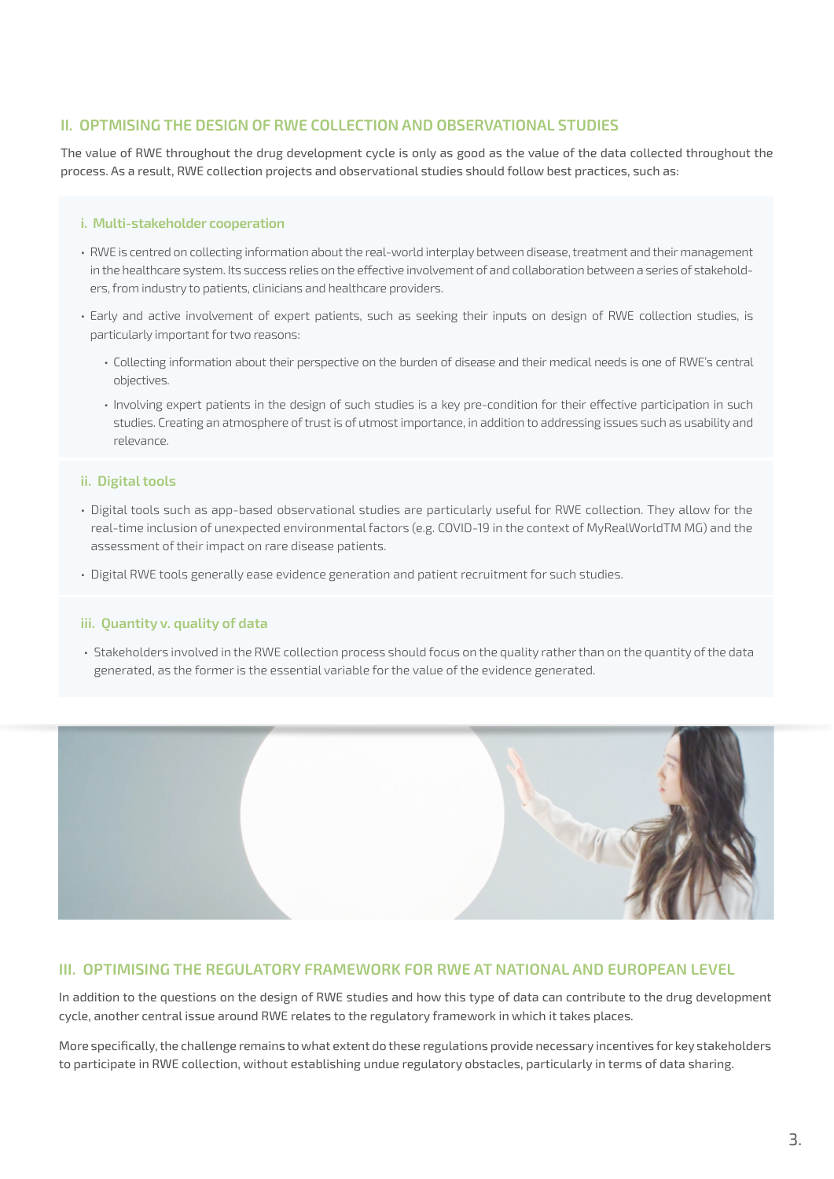## II. OPTMISING THE DESIGN OF RWE COLLECTION AND OBSERVATIONAL STUDIES

The value of RWE throughout the drug development cycle is only as good as the value of the data collected throughout the process. As a result, RWE collection projects and observational studies should follow best practices, such as:

### i. Multi-stakeholder cooperation

- RWE is centred on collecting information about the real-world interplay between disease, treatment and their management in the healthcare system. Its success relies on the effective involvement of and collaboration between a series of stakeholders, from industry to patients, clinicians and healthcare providers.
- Early and active involvement of expert patients, such as seeking their inputs on design of RWE collection studies, is particularly important for two reasons:
  - Collecting information about their perspective on the burden of disease and their medical needs is one of RWE's central objectives.
  - Involving expert patients in the design of such studies is a key pre-condition for their effective participation in such studies. Creating an atmosphere of trust is of utmost importance, in addition to addressing issues such as usability and relevance.

### ii. Digital tools

- Digital tools such as app-based observational studies are particularly useful for RWE collection. They allow for the real-time inclusion of unexpected environmental factors (e.g. COVID-19 in the context of MyRealWorldTM MG) and the assessment of their impact on rare disease patients.
- Digital RWE tools generally ease evidence generation and patient recruitment for such studies.

### iii. Quantity v. quality of data

- Stakeholders involved in the RWE collection process should focus on the quality rather than on the quantity of the data generated, as the former is the essential variable for the value of the evidence generated.

## III. OPTIMISING THE REGULATORY FRAMEWORK FOR RWE AT NATIONAL AND EUROPEAN LEVEL

In addition to the questions on the design of RWE studies and how this type of data can contribute to the drug development cycle, another central issue around RWE relates to the regulatory framework in which it takes places.

More specifically, the challenge remains to what extent do these regulations provide necessary incentives for key stakeholders to participate in RWE collection, without establishing undue regulatory obstacles, particularly in terms of data sharing.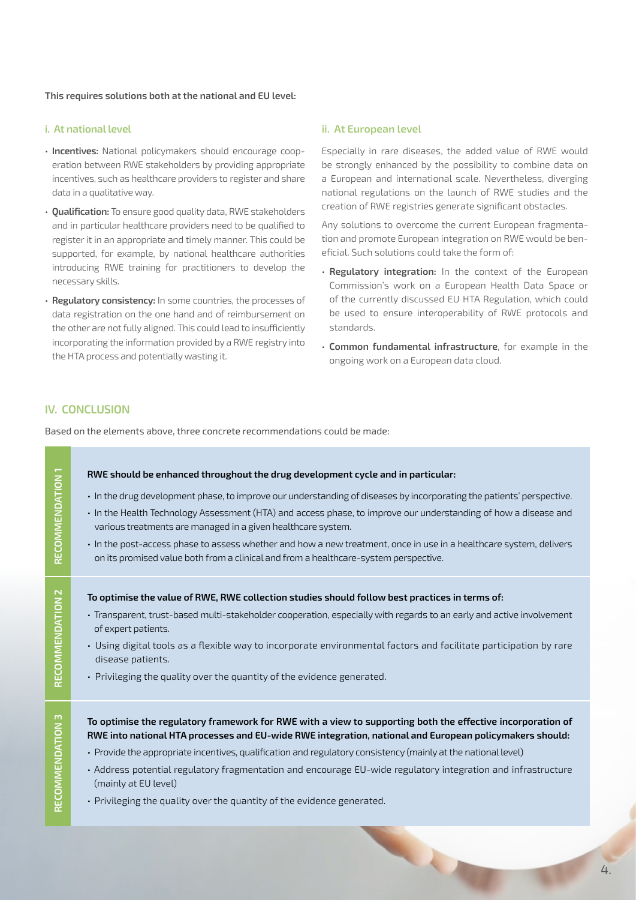This requires solutions both at the national and EU level:

### i. At national level

- **Incentives:** National policymakers should encourage cooperation between RWE stakeholders by providing appropriate incentives, such as healthcare providers to register and share data in a qualitative way.
- **Qualification:** To ensure good quality data, RWE stakeholders and in particular healthcare providers need to be qualified to register it in an appropriate and timely manner. This could be supported, for example, by national healthcare authorities introducing RWE training for practitioners to develop the necessary skills.
- **Regulatory consistency:** In some countries, the processes of data registration on the one hand and of reimbursement on the other are not fully aligned. This could lead to insufficiently incorporating the information provided by a RWE registry into the HTA process and potentially wasting it.

### ii. At European level

Especially in rare diseases, the added value of RWE would be strongly enhanced by the possibility to combine data on a European and international scale. Nevertheless, diverging national regulations on the launch of RWE studies and the creation of RWE registries generate significant obstacles.

Any solutions to overcome the current European fragmentation and promote European integration on RWE would be beneficial. Such solutions could take the form of:

- **Regulatory integration:** In the context of the European Commission's work on a European Health Data Space or of the currently discussed EU HTA Regulation, which could be used to ensure interoperability of RWE protocols and standards.
- **Common fundamental infrastructure**, for example in the ongoing work on a European data cloud.

## IV. CONCLUSION

Based on the elements above, three concrete recommendations could be made:

**RECOMMENDATION 1**

**RWE should be enhanced throughout the drug development cycle and in particular:**

- In the drug development phase, to improve our understanding of diseases by incorporating the patients' perspective.
- In the Health Technology Assessment (HTA) and access phase, to improve our understanding of how a disease and various treatments are managed in a given healthcare system.
- In the post-access phase to assess whether and how a new treatment, once in use in a healthcare system, delivers on its promised value both from a clinical and from a healthcare-system perspective.

**RECOMMENDATION 2**

**To optimise the value of RWE, RWE collection studies should follow best practices in terms of:**

- Transparent, trust-based multi-stakeholder cooperation, especially with regards to an early and active involvement of expert patients.
- Using digital tools as a flexible way to incorporate environmental factors and facilitate participation by rare disease patients.
- Privileging the quality over the quantity of the evidence generated.

**RECOMMENDATION 3**

**To optimise the regulatory framework for RWE with a view to supporting both the effective incorporation of RWE into national HTA processes and EU-wide RWE integration, national and European policymakers should:**

- Provide the appropriate incentives, qualification and regulatory consistency (mainly at the national level)
- Address potential regulatory fragmentation and encourage EU-wide regulatory integration and infrastructure (mainly at EU level)
- Privileging the quality over the quantity of the evidence generated.